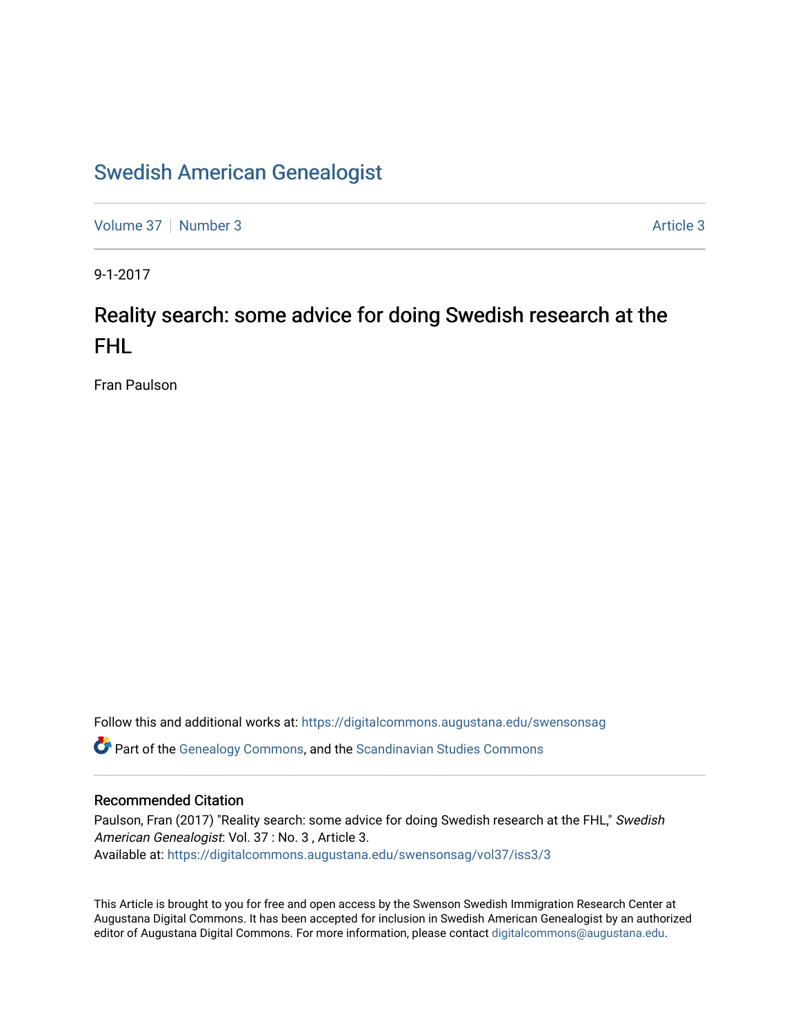# Swedish American Genealogist

Volume 37 | Number 3 Article 3

9-1-2017

## Reality search: some advice for doing Swedish research at the FHL

Fran Paulson

Follow this and additional works at: https://digitalcommons.augustana.edu/swensonsag

Part of the Genealogy Commons, and the Scandinavian Studies Commons

### Recommended Citation

Paulson, Fran (2017) "Reality search: some advice for doing Swedish research at the FHL," *Swedish American Genealogist*: Vol. 37 : No. 3 , Article 3.
Available at: https://digitalcommons.augustana.edu/swensonsag/vol37/iss3/3

This Article is brought to you for free and open access by the Swenson Swedish Immigration Research Center at Augustana Digital Commons. It has been accepted for inclusion in Swedish American Genealogist by an authorized editor of Augustana Digital Commons. For more information, please contact digitalcommons@augustana.edu.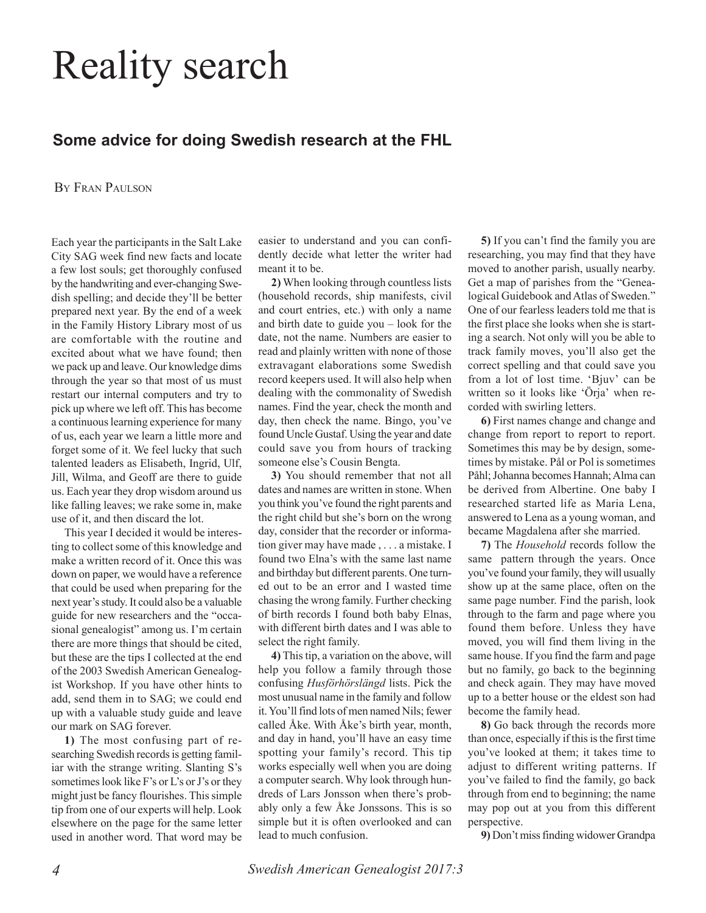# Reality search

## Some advice for doing Swedish research at the FHL

By Fran Paulson

Each year the participants in the Salt Lake City SAG week find new facts and locate a few lost souls; get thoroughly confused by the handwriting and ever-changing Swedish spelling; and decide they'll be better prepared next year. By the end of a week in the Family History Library most of us are comfortable with the routine and excited about what we have found; then we pack up and leave. Our knowledge dims through the year so that most of us must restart our internal computers and try to pick up where we left off. This has become a continuous learning experience for many of us, each year we learn a little more and forget some of it. We feel lucky that such talented leaders as Elisabeth, Ingrid, Ulf, Jill, Wilma, and Geoff are there to guide us. Each year they drop wisdom around us like falling leaves; we rake some in, make use of it, and then discard the lot.

This year I decided it would be interesting to collect some of this knowledge and make a written record of it. Once this was down on paper, we would have a reference that could be used when preparing for the next year's study. It could also be a valuable guide for new researchers and the "occasional genealogist" among us. I'm certain there are more things that should be cited, but these are the tips I collected at the end of the 2003 Swedish American Genealogist Workshop. If you have other hints to add, send them in to SAG; we could end up with a valuable study guide and leave our mark on SAG forever.

**1)** The most confusing part of researching Swedish records is getting familiar with the strange writing. Slanting S's sometimes look like F's or L's or J's or they might just be fancy flourishes. This simple tip from one of our experts will help. Look elsewhere on the page for the same letter used in another word. That word may be easier to understand and you can confidently decide what letter the writer had meant it to be.

**2)** When looking through countless lists (household records, ship manifests, civil and court entries, etc.) with only a name and birth date to guide you – look for the date, not the name. Numbers are easier to read and plainly written with none of those extravagant elaborations some Swedish record keepers used. It will also help when dealing with the commonality of Swedish names. Find the year, check the month and day, then check the name. Bingo, you've found Uncle Gustaf. Using the year and date could save you from hours of tracking someone else's Cousin Bengta.

**3)** You should remember that not all dates and names are written in stone. When you think you've found the right parents and the right child but she's born on the wrong day, consider that the recorder or information giver may have made , . . . a mistake. I found two Elna's with the same last name and birthday but different parents. One turned out to be an error and I wasted time chasing the wrong family. Further checking of birth records I found both baby Elnas, with different birth dates and I was able to select the right family.

**4)** This tip, a variation on the above, will help you follow a family through those confusing *Husförhörslängd* lists. Pick the most unusual name in the family and follow it. You'll find lots of men named Nils; fewer called Åke. With Åke's birth year, month, and day in hand, you'll have an easy time spotting your family's record. This tip works especially well when you are doing a computer search. Why look through hundreds of Lars Jonsson when there's probably only a few Åke Jonssons. This is so simple but it is often overlooked and can lead to much confusion.

**5)** If you can't find the family you are researching, you may find that they have moved to another parish, usually nearby. Get a map of parishes from the "Genealogical Guidebook and Atlas of Sweden." One of our fearless leaders told me that is the first place she looks when she is starting a search. Not only will you be able to track family moves, you'll also get the correct spelling and that could save you from a lot of lost time. 'Bjuv' can be written so it looks like 'Örja' when recorded with swirling letters.

**6)** First names change and change and change from report to report. Sometimes this may be by design, sometimes by mistake. Pål or Pol is sometimes Påhl; Johanna becomes Hannah; Alma can be derived from Albertine. One baby I researched started life as Maria Lena, answered to Lena as a young woman, and became Magdalena after she married.

**7)** The *Household* records follow the same pattern through the years. Once you've found your family, they will usually show up at the same place, often on the same page number. Find the parish, look through to the farm and page where you found them before. Unless they have moved, you will find them living in the same house. If you find the farm and page but no family, go back to the beginning and check again. They may have moved up to a better house or the eldest son had become the family head.

**8)** Go back through the records more than once, especially if this is the first time you've looked at them; it takes time to adjust to different writing patterns. If you've failed to find the family, go back through from end to beginning; the name may pop out at you from this different perspective.

**9)** Don't miss finding widower Grandpa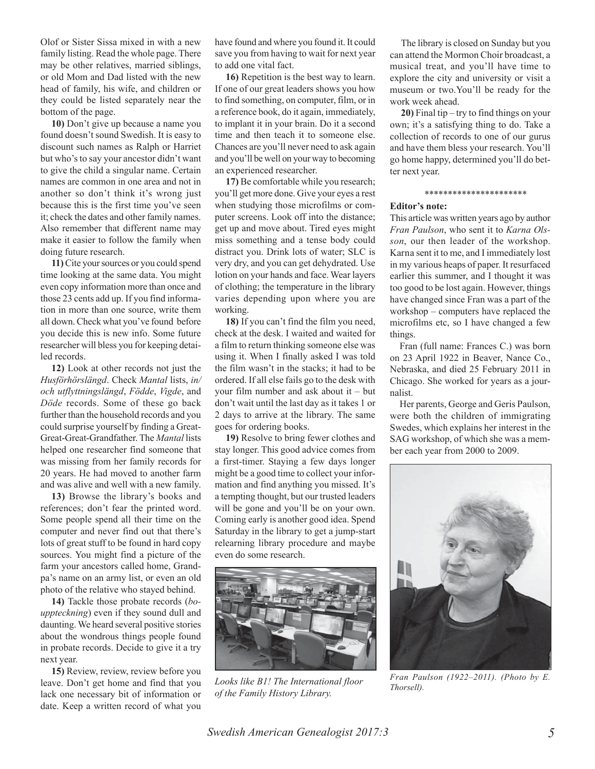Olof or Sister Sissa mixed in with a new family listing. Read the whole page. There may be other relatives, married siblings, or old Mom and Dad listed with the new head of family, his wife, and children or they could be listed separately near the bottom of the page.

**10)** Don't give up because a name you found doesn't sound Swedish. It is easy to discount such names as Ralph or Harriet but who's to say your ancestor didn't want to give the child a singular name. Certain names are common in one area and not in another so don't think it's wrong just because this is the first time you've seen it; check the dates and other family names. Also remember that different name may make it easier to follow the family when doing future research.

**11)** Cite your sources or you could spend time looking at the same data. You might even copy information more than once and those 23 cents add up. If you find information in more than one source, write them all down. Check what you've found before you decide this is new info. Some future researcher will bless you for keeping detailed records.

**12)** Look at other records not just the *Husförhörslängd*. Check *Mantal* lists, *in/ och utflyttningslängd*, *Födde*, *Vigde*, and *Döde* records. Some of these go back further than the household records and you could surprise yourself by finding a Great-Great-Great-Grandfather. The *Mantal* lists helped one researcher find someone that was missing from her family records for 20 years. He had moved to another farm and was alive and well with a new family.

**13)** Browse the library's books and references; don't fear the printed word. Some people spend all their time on the computer and never find out that there's lots of great stuff to be found in hard copy sources. You might find a picture of the farm your ancestors called home, Grandpa's name on an army list, or even an old photo of the relative who stayed behind.

**14)** Tackle those probate records (*bouppteckning*) even if they sound dull and daunting. We heard several positive stories about the wondrous things people found in probate records. Decide to give it a try next year.

**15)** Review, review, review before you leave. Don't get home and find that you lack one necessary bit of information or date. Keep a written record of what you have found and where you found it. It could save you from having to wait for next year to add one vital fact.

**16)** Repetition is the best way to learn. If one of our great leaders shows you how to find something, on computer, film, or in a reference book, do it again, immediately, to implant it in your brain. Do it a second time and then teach it to someone else. Chances are you'll never need to ask again and you'll be well on your way to becoming an experienced researcher.

**17)** Be comfortable while you research; you'll get more done. Give your eyes a rest when studying those microfilms or computer screens. Look off into the distance; get up and move about. Tired eyes might miss something and a tense body could distract you. Drink lots of water; SLC is very dry, and you can get dehydrated. Use lotion on your hands and face. Wear layers of clothing; the temperature in the library varies depending upon where you are working.

**18)** If you can't find the film you need, check at the desk. I waited and waited for a film to return thinking someone else was using it. When I finally asked I was told the film wasn't in the stacks; it had to be ordered. If all else fails go to the desk with your film number and ask about it – but don't wait until the last day as it takes 1 or 2 days to arrive at the library. The same goes for ordering books.

**19)** Resolve to bring fewer clothes and stay longer. This good advice comes from a first-timer. Staying a few days longer might be a good time to collect your information and find anything you missed. It's a tempting thought, but our trusted leaders will be gone and you'll be on your own. Coming early is another good idea. Spend Saturday in the library to get a jump-start relearning library procedure and maybe even do some research.

*Looks like B1! The International floor of the Family History Library.*

The library is closed on Sunday but you can attend the Mormon Choir broadcast, a musical treat, and you'll have time to explore the city and university or visit a museum or two. You'll be ready for the work week ahead.

**20)** Final tip – try to find things on your own; it's a satisfying thing to do. Take a collection of records to one of our gurus and have them bless your research. You'll go home happy, determined you'll do better next year.

\*\*\*\*\*\*\*\*\*\*\*\*\*\*\*\*\*\*\*\*\*\*

**Editor's note:**

This article was written years ago by author *Fran Paulson*, who sent it to *Karna Olsson*, our then leader of the workshop. Karna sent it to me, and I immediately lost in my various heaps of paper. It resurfaced earlier this summer, and I thought it was too good to be lost again. However, things have changed since Fran was a part of the workshop – computers have replaced the microfilms etc, so I have changed a few things.

Fran (full name: Frances C.) was born on 23 April 1922 in Beaver, Nance Co., Nebraska, and died 25 February 2011 in Chicago. She worked for years as a journalist.

Her parents, George and Geris Paulson, were both the children of immigrating Swedes, which explains her interest in the SAG workshop, of which she was a member each year from 2000 to 2009.

*Fran Paulson (1922–2011). (Photo by E. Thorsell).*